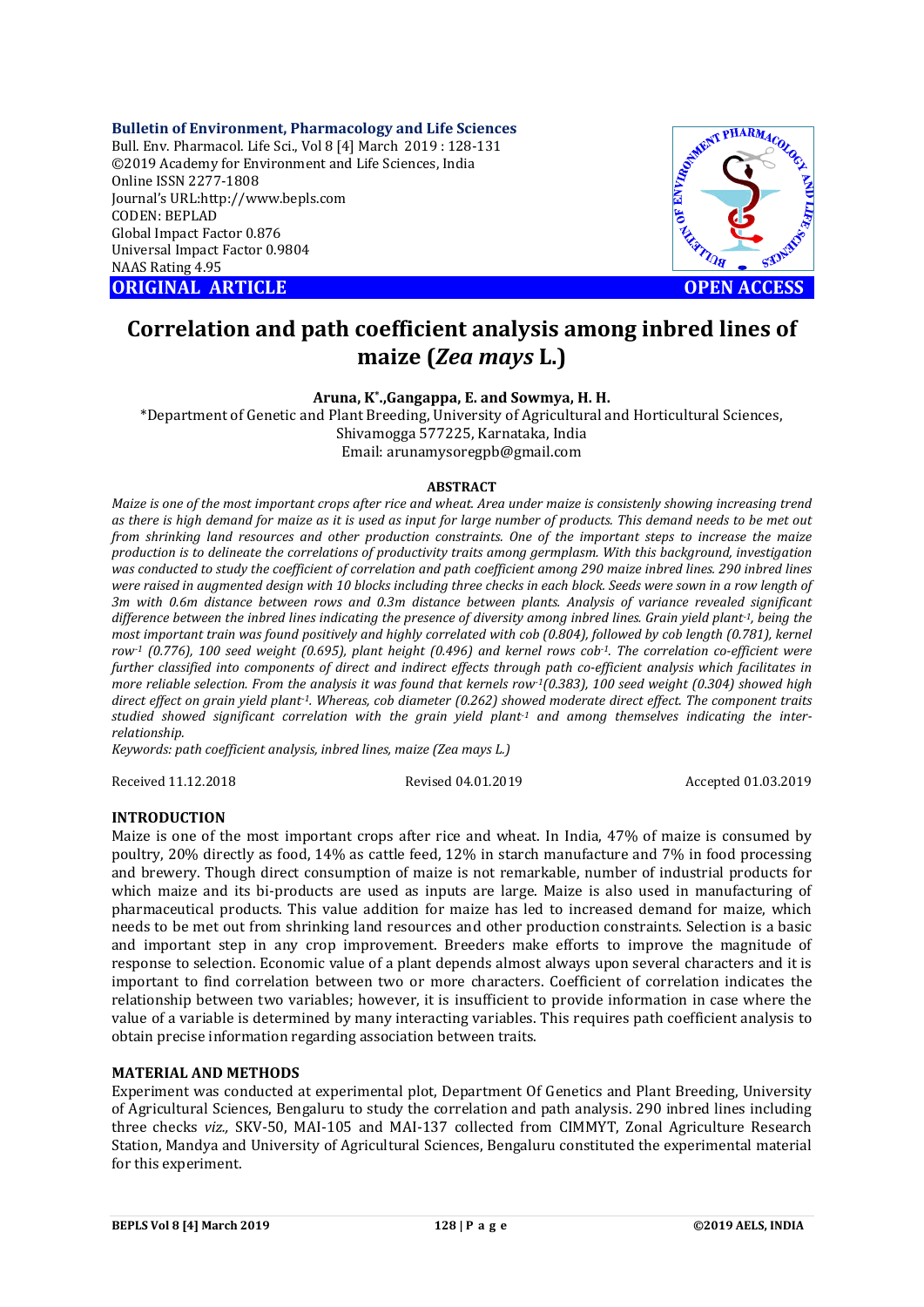**Bulletin of Environment, Pharmacology and Life Sciences**
Bull. Env. Pharmacol. Life Sci., Vol 8 [4] March 2019 : 128-131
©2019 Academy for Environment and Life Sciences, India
Online ISSN 2277-1808
Journal's URL:http://www.bepls.com
CODEN: BEPLAD
Global Impact Factor 0.876
Universal Impact Factor 0.9804
NAAS Rating 4.95

**ORIGINAL ARTICLE** **OPEN ACCESS**

# Correlation and path coefficient analysis among inbred lines of maize (*Zea mays* L.)

**Aruna, K[*]., Gangappa, E. and Sowmya, H. H.**

*Department of Genetic and Plant Breeding, University of Agricultural and Horticultural Sciences, Shivamogga 577225, Karnataka, India
Email: arunamysoregpb@gmail.com

### ABSTRACT

*Maize is one of the most important crops after rice and wheat. Area under maize is consistenly showing increasing trend as there is high demand for maize as it is used as input for large number of products. This demand needs to be met out from shrinking land resources and other production constraints. One of the important steps to increase the maize production is to delineate the correlations of productivity traits among germplasm. With this background, investigation was conducted to study the coefficient of correlation and path coefficient among 290 maize inbred lines. 290 inbred lines were raised in augmented design with 10 blocks including three checks in each block. Seeds were sown in a row length of 3m with 0.6m distance between rows and 0.3m distance between plants. Analysis of variance revealed significant difference between the inbred lines indicating the presence of diversity among inbred lines. Grain yield plant$^{-1}$, being the most important train was found positively and highly correlated with cob (0.804), followed by cob length (0.781), kernel row$^{-1}$ (0.776), 100 seed weight (0.695), plant height (0.496) and kernel rows cob$^{-1}$. The correlation co-efficient were further classified into components of direct and indirect effects through path co-efficient analysis which facilitates in more reliable selection. From the analysis it was found that kernels row$^{-1}$(0.383), 100 seed weight (0.304) showed high direct effect on grain yield plant$^{-1}$. Whereas, cob diameter (0.262) showed moderate direct effect. The component traits studied showed significant correlation with the grain yield plant$^{-1}$ and among themselves indicating the inter-relationship.*

*Keywords: path coefficient analysis, inbred lines, maize (Zea mays L.)*

Received 11.12.2018 Revised 04.01.2019 Accepted 01.03.2019

## INTRODUCTION

Maize is one of the most important crops after rice and wheat. In India, 47% of maize is consumed by poultry, 20% directly as food, 14% as cattle feed, 12% in starch manufacture and 7% in food processing and brewery. Though direct consumption of maize is not remarkable, number of industrial products for which maize and its bi-products are used as inputs are large. Maize is also used in manufacturing of pharmaceutical products. This value addition for maize has led to increased demand for maize, which needs to be met out from shrinking land resources and other production constraints. Selection is a basic and important step in any crop improvement. Breeders make efforts to improve the magnitude of response to selection. Economic value of a plant depends almost always upon several characters and it is important to find correlation between two or more characters. Coefficient of correlation indicates the relationship between two variables; however, it is insufficient to provide information in case where the value of a variable is determined by many interacting variables. This requires path coefficient analysis to obtain precise information regarding association between traits.

## MATERIAL AND METHODS

Experiment was conducted at experimental plot, Department Of Genetics and Plant Breeding, University of Agricultural Sciences, Bengaluru to study the correlation and path analysis. 290 inbred lines including three checks *viz.,* SKV-50, MAI-105 and MAI-137 collected from CIMMYT, Zonal Agriculture Research Station, Mandya and University of Agricultural Sciences, Bengaluru constituted the experimental material for this experiment.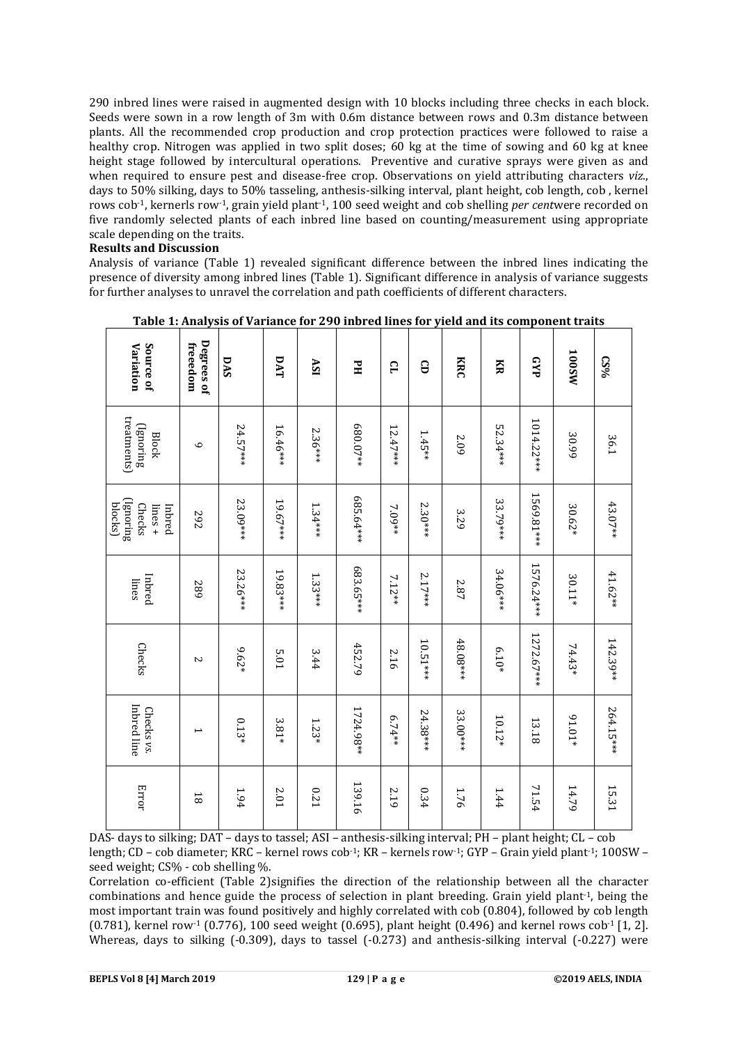290 inbred lines were raised in augmented design with 10 blocks including three checks in each block. Seeds were sown in a row length of 3m with 0.6m distance between rows and 0.3m distance between plants. All the recommended crop production and crop protection practices were followed to raise a healthy crop. Nitrogen was applied in two split doses; 60 kg at the time of sowing and 60 kg at knee height stage followed by intercultural operations. Preventive and curative sprays were given as and when required to ensure pest and disease-free crop. Observations on yield attributing characters *viz.*, days to 50% silking, days to 50% tasseling, anthesis-silking interval, plant height, cob length, cob , kernel rows cob$^{-1}$, kernerls row$^{-1}$, grain yield plant$^{-1}$, 100 seed weight and cob shelling *per cent*were recorded on five randomly selected plants of each inbred line based on counting/measurement using appropriate scale depending on the traits.

**Results and Discussion**

Analysis of variance (Table 1) revealed significant difference between the inbred lines indicating the presence of diversity among inbred lines (Table 1). Significant difference in analysis of variance suggests for further analyses to unravel the correlation and path coefficients of different characters.

**Table 1: Analysis of Variance for 290 inbred lines for yield and its component traits**

| Source of Variation | Degrees of freeedom | DAS | DAT | ASI | PH | CL | CD | KRC | KR | GYP | 100SW | CS% |
|---|---|---|---|---|---|---|---|---|---|---|---|---|
| Block (Ignoring treatments) | 9 | 24.57*** | 16.46*** | 2.36*** | 680.07** | 12.47*** | 1.45** | 2.09 | 52.34*** | 1014.22*** | 30.99 | 36.1 |
| Inbred lines + Checks (Ignoring blocks) | 292 | 23.09*** | 19.67*** | 1.34*** | 685.64*** | 7.09** | 2.30*** | 3.29 | 33.79*** | 1569.81*** | 30.62* | 43.07** |
| Inbred lines | 289 | 23.26*** | 19.83*** | 1.33*** | 683.65*** | 7.12** | 2.17*** | 2.87 | 34.06*** | 1576.24*** | 30.11* | 41.62** |
| Checks | 2 | 9.62* | 5.01 | 3.44 | 452.79 | 2.16 | 10.51*** | 48.08*** | 6.10* | 1272.67*** | 74.43* | 142.39** |
| Checks vs. Inbred line | 1 | 0.13* | 3.81* | 1.23* | 1724.98** | 6.74** | 24.38*** | 33.00*** | 10.12* | 13.18 | 91.01* | 264.15*** |
| Error | 18 | 1.94 | 2.01 | 0.21 | 139.16 | 2.19 | 0.34 | 1.76 | 1.44 | 71.54 | 14.79 | 15.31 |

DAS- days to silking; DAT – days to tassel; ASI – anthesis-silking interval; PH – plant height; CL – cob length; CD – cob diameter; KRC – kernel rows cob$^{-1}$; KR – kernels row$^{-1}$; GYP – Grain yield plant$^{-1}$; 100SW – seed weight; CS% - cob shelling %.

Correlation co-efficient (Table 2)signifies the direction of the relationship between all the character combinations and hence guide the process of selection in plant breeding. Grain yield plant$^{-1}$, being the most important train was found positively and highly correlated with cob (0.804), followed by cob length (0.781), kernel row$^{-1}$ (0.776), 100 seed weight (0.695), plant height (0.496) and kernel rows cob$^{-1}$ [1, 2]. Whereas, days to silking (-0.309), days to tassel (-0.273) and anthesis-silking interval (-0.227) were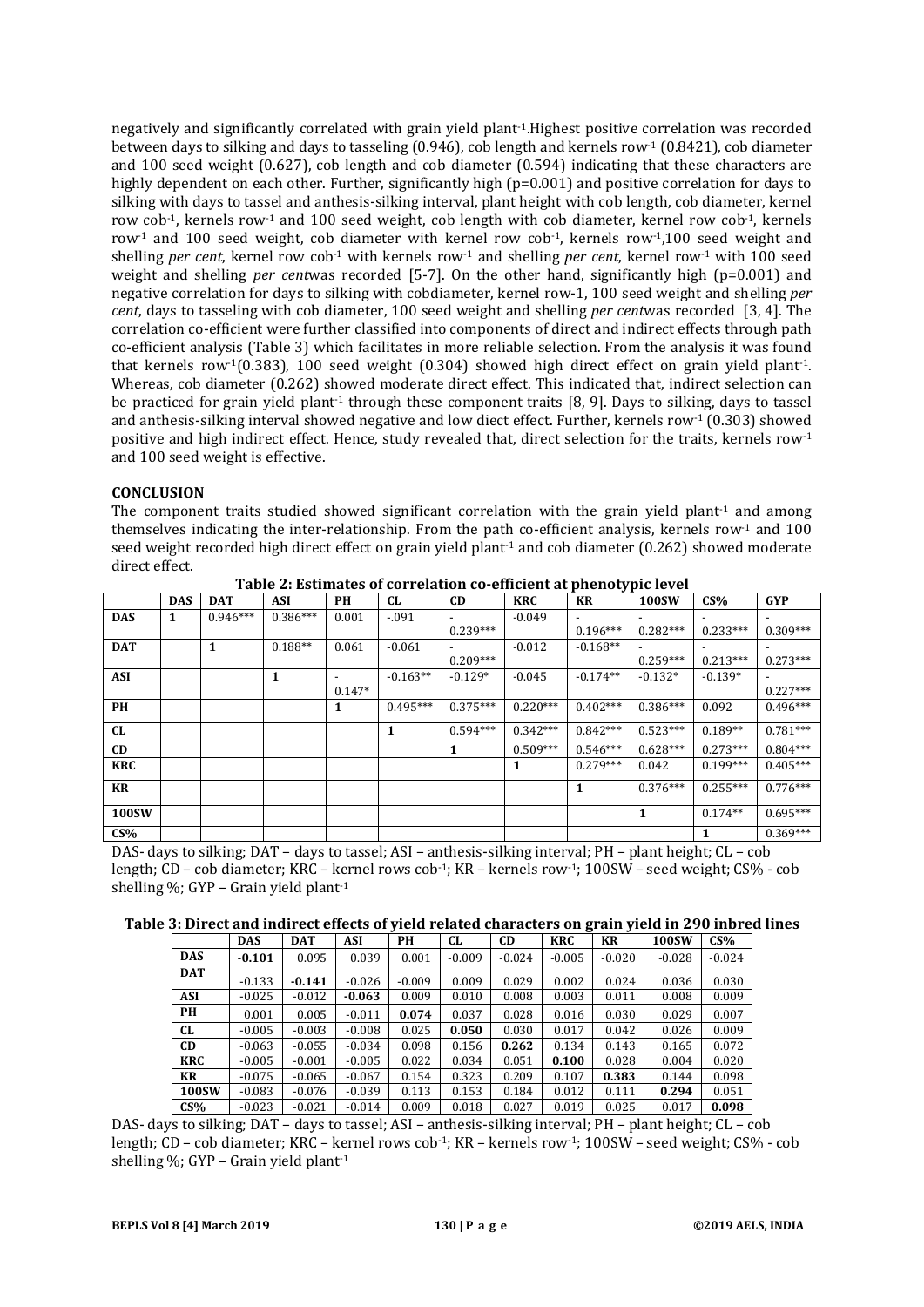negatively and significantly correlated with grain yield plant$^{-1}$.Highest positive correlation was recorded between days to silking and days to tasseling (0.946), cob length and kernels row$^{-1}$ (0.8421), cob diameter and 100 seed weight (0.627), cob length and cob diameter (0.594) indicating that these characters are highly dependent on each other. Further, significantly high (p=0.001) and positive correlation for days to silking with days to tassel and anthesis-silking interval, plant height with cob length, cob diameter, kernel row cob$^{-1}$, kernels row$^{-1}$ and 100 seed weight, cob length with cob diameter, kernel row cob$^{-1}$, kernels row$^{-1}$ and 100 seed weight, cob diameter with kernel row cob$^{-1}$, kernels row$^{-1}$,100 seed weight and shelling *per cent*, kernel row cob$^{-1}$ with kernels row$^{-1}$ and shelling *per cent*, kernel row$^{-1}$ with 100 seed weight and shelling *per cent*was recorded [5-7]. On the other hand, significantly high (p=0.001) and negative correlation for days to silking with cobdiameter, kernel row-1, 100 seed weight and shelling *per cent*, days to tasseling with cob diameter, 100 seed weight and shelling *per cent*was recorded [3, 4]. The correlation co-efficient were further classified into components of direct and indirect effects through path co-efficient analysis (Table 3) which facilitates in more reliable selection. From the analysis it was found that kernels row$^{-1}$(0.383), 100 seed weight (0.304) showed high direct effect on grain yield plant$^{-1}$. Whereas, cob diameter (0.262) showed moderate direct effect. This indicated that, indirect selection can be practiced for grain yield plant$^{-1}$ through these component traits [8, 9]. Days to silking, days to tassel and anthesis-silking interval showed negative and low diect effect. Further, kernels row$^{-1}$ (0.303) showed positive and high indirect effect. Hence, study revealed that, direct selection for the traits, kernels row$^{-1}$ and 100 seed weight is effective.

## CONCLUSION

The component traits studied showed significant correlation with the grain yield plant$^{-1}$ and among themselves indicating the inter-relationship. From the path co-efficient analysis, kernels row$^{-1}$ and 100 seed weight recorded high direct effect on grain yield plant$^{-1}$ and cob diameter (0.262) showed moderate direct effect.

**Table 2: Estimates of correlation co-efficient at phenotypic level**

| | DAS | DAT | ASI | PH | CL | CD | KRC | KR | 100SW | CS% | GYP |
|---|---|---|---|---|---|---|---|---|---|---|---|
| **DAS** | 1 | 0.946*** | 0.386*** | 0.001 | -.091 | -0.239*** | -0.049 | -0.196*** | -0.282*** | -0.233*** | -0.309*** |
| **DAT** | | 1 | 0.188** | 0.061 | -0.061 | -0.209*** | -0.012 | -0.168** | -0.259*** | -0.213*** | -0.273*** |
| **ASI** | | | 1 | -0.147* | -0.163** | -0.129* | -0.045 | -0.174** | -0.132* | -0.139* | -0.227*** |
| **PH** | | | | 1 | 0.495*** | 0.375*** | 0.220*** | 0.402*** | 0.386*** | 0.092 | 0.496*** |
| **CL** | | | | | 1 | 0.594*** | 0.342*** | 0.842*** | 0.523*** | 0.189** | 0.781*** |
| **CD** | | | | | | 1 | 0.509*** | 0.546*** | 0.628*** | 0.273*** | 0.804*** |
| **KRC** | | | | | | | 1 | 0.279*** | 0.042 | 0.199*** | 0.405*** |
| **KR** | | | | | | | | 1 | 0.376*** | 0.255*** | 0.776*** |
| **100SW** | | | | | | | | | 1 | 0.174** | 0.695*** |
| **CS%** | | | | | | | | | | 1 | 0.369*** |

DAS- days to silking; DAT – days to tassel; ASI – anthesis-silking interval; PH – plant height; CL – cob length; CD – cob diameter; KRC – kernel rows cob$^{-1}$; KR – kernels row$^{-1}$; 100SW – seed weight; CS% - cob shelling %; GYP – Grain yield plant$^{-1}$

**Table 3: Direct and indirect effects of yield related characters on grain yield in 290 inbred lines**

| | DAS | DAT | ASI | PH | CL | CD | KRC | KR | 100SW | CS% |
|---|---|---|---|---|---|---|---|---|---|---|
| **DAS** | **-0.101** | 0.095 | 0.039 | 0.001 | -0.009 | -0.024 | -0.005 | -0.020 | -0.028 | -0.024 |
| **DAT** | -0.133 | **-0.141** | -0.026 | -0.009 | 0.009 | 0.029 | 0.002 | 0.024 | 0.036 | 0.030 |
| **ASI** | -0.025 | -0.012 | **-0.063** | 0.009 | 0.010 | 0.008 | 0.003 | 0.011 | 0.008 | 0.009 |
| **PH** | 0.001 | 0.005 | -0.011 | **0.074** | 0.037 | 0.028 | 0.016 | 0.030 | 0.029 | 0.007 |
| **CL** | -0.005 | -0.003 | -0.008 | 0.025 | **0.050** | 0.030 | 0.017 | 0.042 | 0.026 | 0.009 |
| **CD** | -0.063 | -0.055 | -0.034 | 0.098 | 0.156 | **0.262** | 0.134 | 0.143 | 0.165 | 0.072 |
| **KRC** | -0.005 | -0.001 | -0.005 | 0.022 | 0.034 | 0.051 | **0.100** | 0.028 | 0.004 | 0.020 |
| **KR** | -0.075 | -0.065 | -0.067 | 0.154 | 0.323 | 0.209 | 0.107 | **0.383** | 0.144 | 0.098 |
| **100SW** | -0.083 | -0.076 | -0.039 | 0.113 | 0.153 | 0.184 | 0.012 | 0.111 | **0.294** | 0.051 |
| **CS%** | -0.023 | -0.021 | -0.014 | 0.009 | 0.018 | 0.027 | 0.019 | 0.025 | 0.017 | **0.098** |

DAS- days to silking; DAT – days to tassel; ASI – anthesis-silking interval; PH – plant height; CL – cob length; CD – cob diameter; KRC – kernel rows cob$^{-1}$; KR – kernels row$^{-1}$; 100SW – seed weight; CS% - cob shelling %; GYP – Grain yield plant$^{-1}$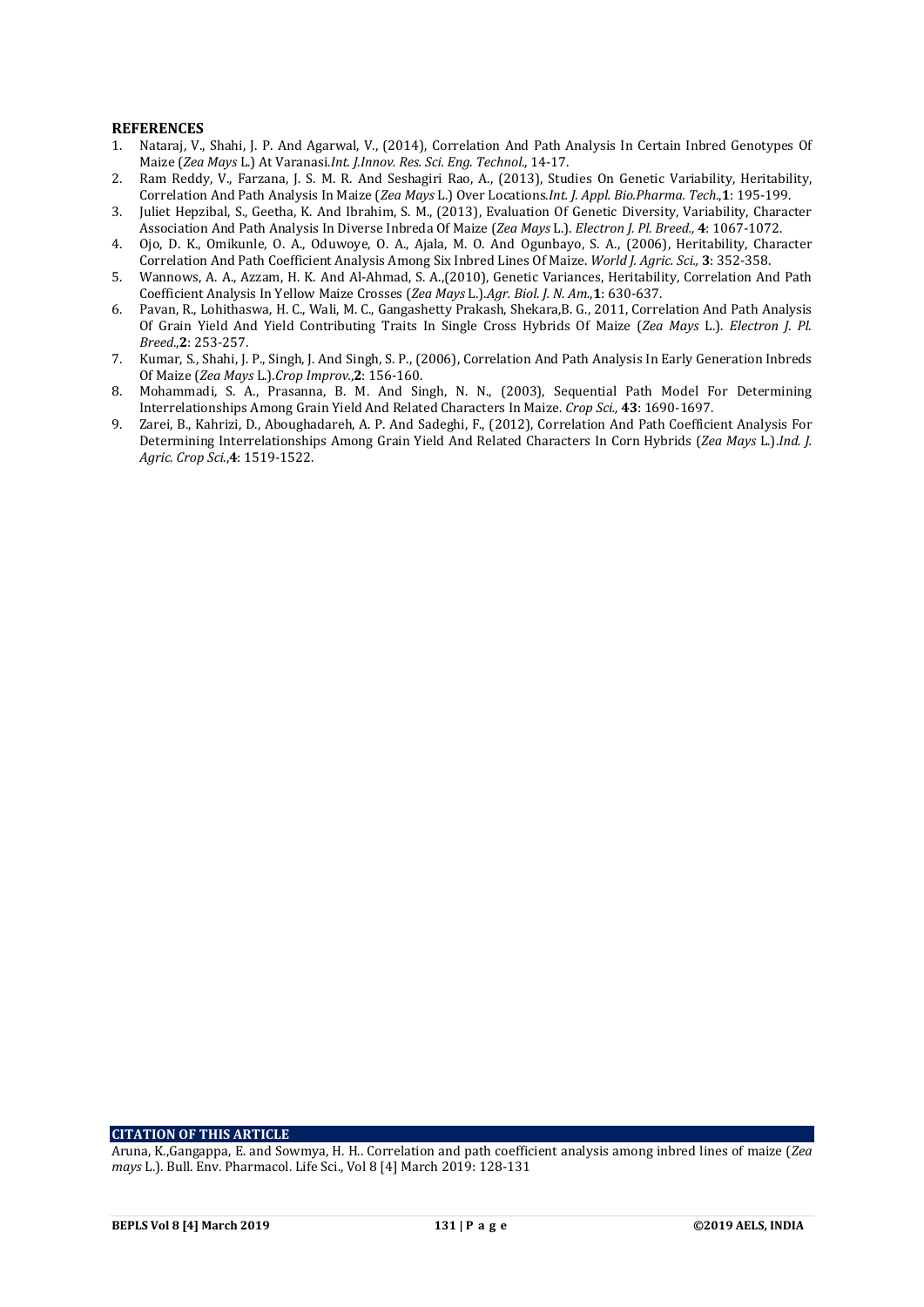## REFERENCES

1. Nataraj, V., Shahi, J. P. And Agarwal, V., (2014), Correlation And Path Analysis In Certain Inbred Genotypes Of Maize (*Zea Mays* L.) At Varanasi.*Int. J.Innov. Res. Sci. Eng. Technol.*, 14-17.
2. Ram Reddy, V., Farzana, J. S. M. R. And Seshagiri Rao, A., (2013), Studies On Genetic Variability, Heritability, Correlation And Path Analysis In Maize (*Zea Mays* L.) Over Locations.*Int. J. Appl. Bio.Pharma. Tech.*,**1**: 195-199.
3. Juliet Hepzibal, S., Geetha, K. And Ibrahim, S. M., (2013), Evaluation Of Genetic Diversity, Variability, Character Association And Path Analysis In Diverse Inbreda Of Maize (*Zea Mays* L.). *Electron J. Pl. Breed.,* **4**: 1067-1072.
4. Ojo, D. K., Omikunle, O. A., Oduwoye, O. A., Ajala, M. O. And Ogunbayo, S. A., (2006), Heritability, Character Correlation And Path Coefficient Analysis Among Six Inbred Lines Of Maize. *World J. Agric. Sci.,* **3**: 352-358.
5. Wannows, A. A., Azzam, H. K. And Al-Ahmad, S. A.,(2010), Genetic Variances, Heritability, Correlation And Path Coefficient Analysis In Yellow Maize Crosses (*Zea Mays* L.).*Agr. Biol. J. N. Am.*,**1**: 630-637.
6. Pavan, R., Lohithaswa, H. C., Wali, M. C., Gangashetty Prakash, Shekara,B. G., 2011, Correlation And Path Analysis Of Grain Yield And Yield Contributing Traits In Single Cross Hybrids Of Maize (*Zea Mays* L.). *Electron J. Pl. Breed.*,**2**: 253-257.
7. Kumar, S., Shahi, J. P., Singh, J. And Singh, S. P., (2006), Correlation And Path Analysis In Early Generation Inbreds Of Maize (*Zea Mays* L.).*Crop Improv.*,**2**: 156-160.
8. Mohammadi, S. A., Prasanna, B. M. And Singh, N. N., (2003), Sequential Path Model For Determining Interrelationships Among Grain Yield And Related Characters In Maize. *Crop Sci.,* **43**: 1690-1697.
9. Zarei, B., Kahrizi, D., Aboughadareh, A. P. And Sadeghi, F., (2012), Correlation And Path Coefficient Analysis For Determining Interrelationships Among Grain Yield And Related Characters In Corn Hybrids (*Zea Mays* L.).*Ind. J. Agric. Crop Sci.*,**4**: 1519-1522.

**CITATION OF THIS ARTICLE**

Aruna, K.,Gangappa, E. and Sowmya, H. H.. Correlation and path coefficient analysis among inbred lines of maize (*Zea mays* L.). Bull. Env. Pharmacol. Life Sci., Vol 8 [4] March 2019: 128-131